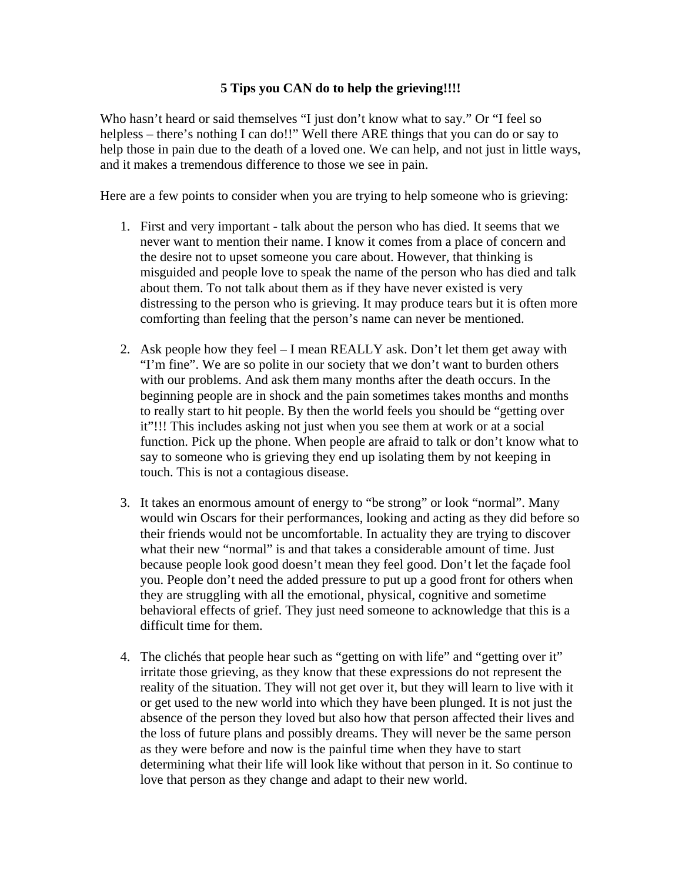**5 Tips you CAN do to help the grieving!!!!**

Who hasn't heard or said themselves "I just don't know what to say." Or "I feel so helpless – there's nothing I can do!!" Well there ARE things that you can do or say to help those in pain due to the death of a loved one. We can help, and not just in little ways, and it makes a tremendous difference to those we see in pain.

Here are a few points to consider when you are trying to help someone who is grieving:

1. First and very important - talk about the person who has died. It seems that we never want to mention their name. I know it comes from a place of concern and the desire not to upset someone you care about. However, that thinking is misguided and people love to speak the name of the person who has died and talk about them. To not talk about them as if they have never existed is very distressing to the person who is grieving. It may produce tears but it is often more comforting than feeling that the person's name can never be mentioned.

2. Ask people how they feel – I mean REALLY ask. Don't let them get away with "I'm fine". We are so polite in our society that we don't want to burden others with our problems. And ask them many months after the death occurs. In the beginning people are in shock and the pain sometimes takes months and months to really start to hit people. By then the world feels you should be "getting over it"!!! This includes asking not just when you see them at work or at a social function. Pick up the phone. When people are afraid to talk or don't know what to say to someone who is grieving they end up isolating them by not keeping in touch. This is not a contagious disease.

3. It takes an enormous amount of energy to "be strong" or look "normal". Many would win Oscars for their performances, looking and acting as they did before so their friends would not be uncomfortable. In actuality they are trying to discover what their new "normal" is and that takes a considerable amount of time. Just because people look good doesn't mean they feel good. Don't let the façade fool you. People don't need the added pressure to put up a good front for others when they are struggling with all the emotional, physical, cognitive and sometime behavioral effects of grief. They just need someone to acknowledge that this is a difficult time for them.

4. The clichés that people hear such as "getting on with life" and "getting over it" irritate those grieving, as they know that these expressions do not represent the reality of the situation. They will not get over it, but they will learn to live with it or get used to the new world into which they have been plunged. It is not just the absence of the person they loved but also how that person affected their lives and the loss of future plans and possibly dreams. They will never be the same person as they were before and now is the painful time when they have to start determining what their life will look like without that person in it. So continue to love that person as they change and adapt to their new world.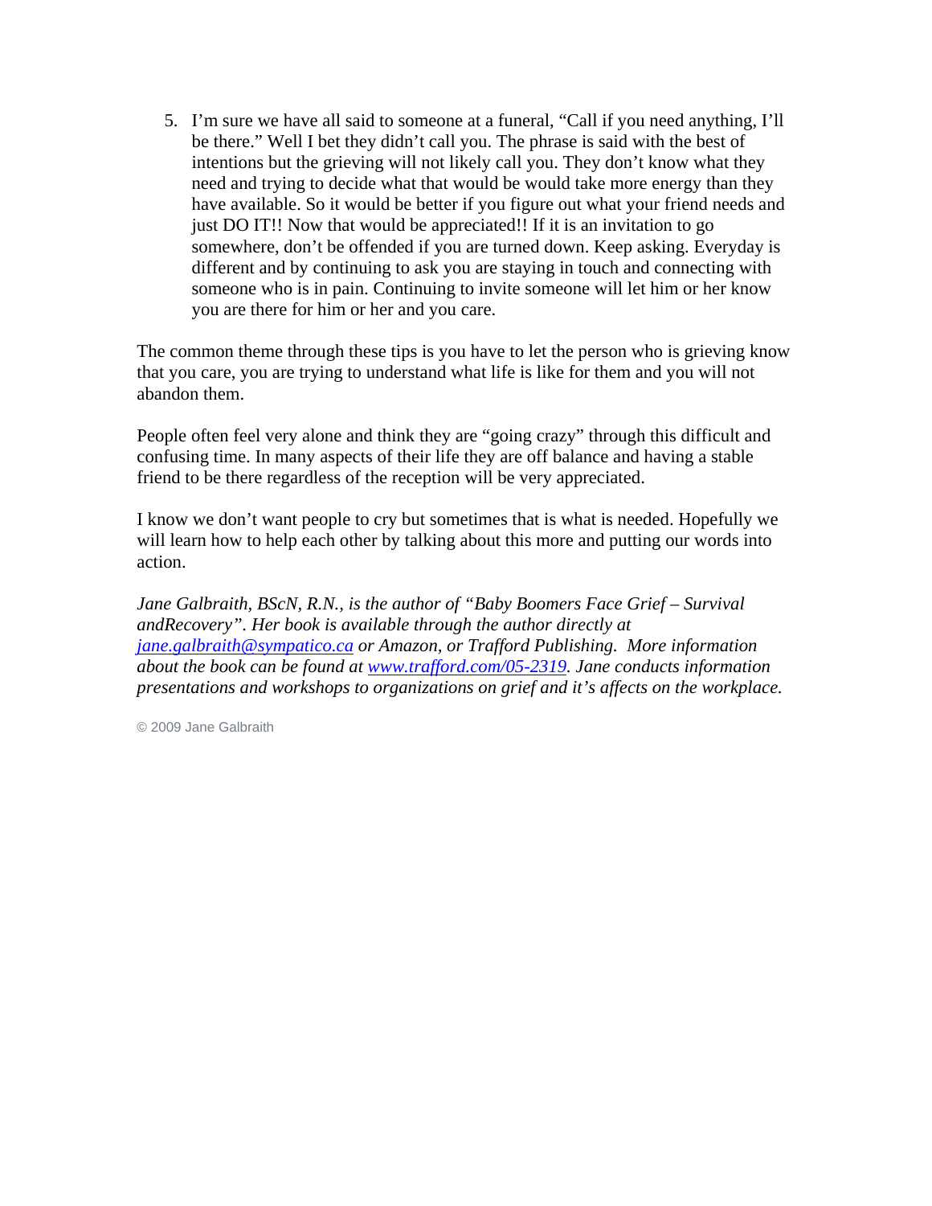5. I'm sure we have all said to someone at a funeral, "Call if you need anything, I'll be there." Well I bet they didn't call you. The phrase is said with the best of intentions but the grieving will not likely call you. They don't know what they need and trying to decide what that would be would take more energy than they have available. So it would be better if you figure out what your friend needs and just DO IT!! Now that would be appreciated!! If it is an invitation to go somewhere, don't be offended if you are turned down. Keep asking. Everyday is different and by continuing to ask you are staying in touch and connecting with someone who is in pain. Continuing to invite someone will let him or her know you are there for him or her and you care.

The common theme through these tips is you have to let the person who is grieving know that you care, you are trying to understand what life is like for them and you will not abandon them.

People often feel very alone and think they are "going crazy" through this difficult and confusing time. In many aspects of their life they are off balance and having a stable friend to be there regardless of the reception will be very appreciated.

I know we don't want people to cry but sometimes that is what is needed. Hopefully we will learn how to help each other by talking about this more and putting our words into action.

*Jane Galbraith, BScN, R.N., is the author of "Baby Boomers Face Grief – Survival andRecovery". Her book is available through the author directly at [jane.galbraith@sympatico.ca](mailto:jane.galbraith@sympatico.ca) or Amazon, or Trafford Publishing. More information about the book can be found at [www.trafford.com/05-2319](http://www.trafford.com/05-2319). Jane conducts information presentations and workshops to organizations on grief and it's affects on the workplace.*

© 2009 Jane Galbraith